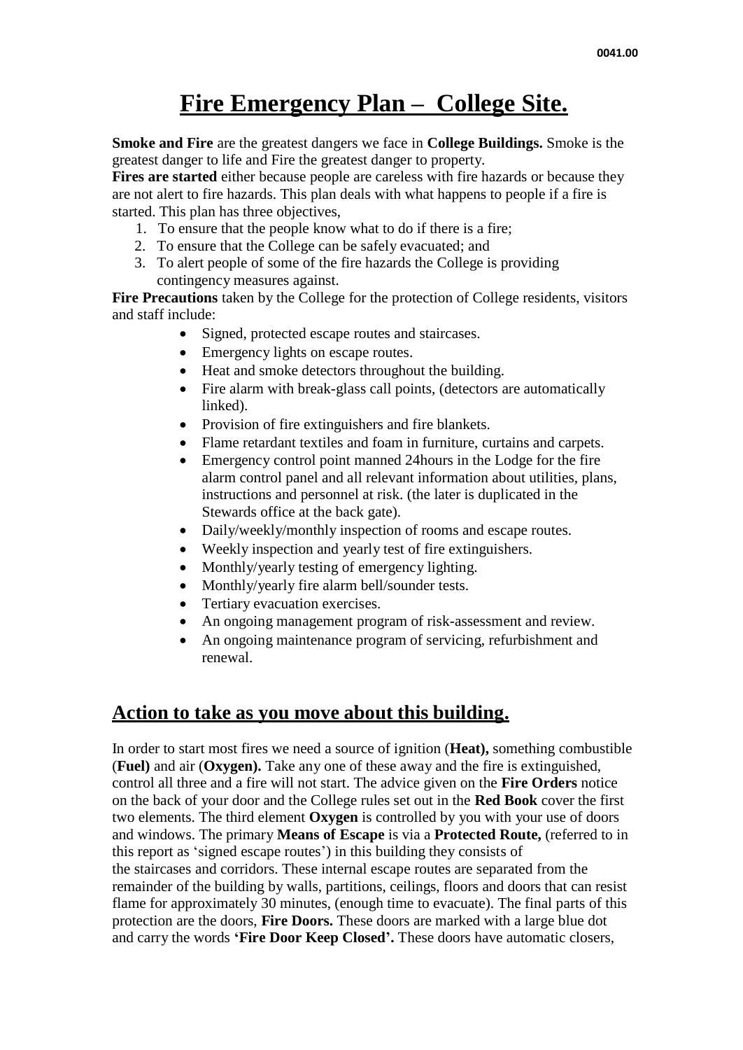# Fire Emergency Plan – College Site.

**Smoke and Fire** are the greatest dangers we face in **College Buildings.** Smoke is the greatest danger to life and Fire the greatest danger to property.

**Fires are started** either because people are careless with fire hazards or because they are not alert to fire hazards. This plan deals with what happens to people if a fire is started. This plan has three objectives,

1. To ensure that the people know what to do if there is a fire;
2. To ensure that the College can be safely evacuated; and
3. To alert people of some of the fire hazards the College is providing contingency measures against.

**Fire Precautions** taken by the College for the protection of College residents, visitors and staff include:

- Signed, protected escape routes and staircases.
- Emergency lights on escape routes.
- Heat and smoke detectors throughout the building.
- Fire alarm with break-glass call points, (detectors are automatically linked).
- Provision of fire extinguishers and fire blankets.
- Flame retardant textiles and foam in furniture, curtains and carpets.
- Emergency control point manned 24hours in the Lodge for the fire alarm control panel and all relevant information about utilities, plans, instructions and personnel at risk. (the later is duplicated in the Stewards office at the back gate).
- Daily/weekly/monthly inspection of rooms and escape routes.
- Weekly inspection and yearly test of fire extinguishers.
- Monthly/yearly testing of emergency lighting.
- Monthly/yearly fire alarm bell/sounder tests.
- Tertiary evacuation exercises.
- An ongoing management program of risk-assessment and review.
- An ongoing maintenance program of servicing, refurbishment and renewal.

## Action to take as you move about this building.

In order to start most fires we need a source of ignition (**Heat),** something combustible (**Fuel)** and air (**Oxygen).** Take any one of these away and the fire is extinguished, control all three and a fire will not start. The advice given on the **Fire Orders** notice on the back of your door and the College rules set out in the **Red Book** cover the first two elements. The third element **Oxygen** is controlled by you with your use of doors and windows. The primary **Means of Escape** is via a **Protected Route,** (referred to in this report as 'signed escape routes') in this building they consists of the staircases and corridors. These internal escape routes are separated from the remainder of the building by walls, partitions, ceilings, floors and doors that can resist flame for approximately 30 minutes, (enough time to evacuate). The final parts of this protection are the doors, **Fire Doors.** These doors are marked with a large blue dot and carry the words **'Fire Door Keep Closed'.** These doors have automatic closers,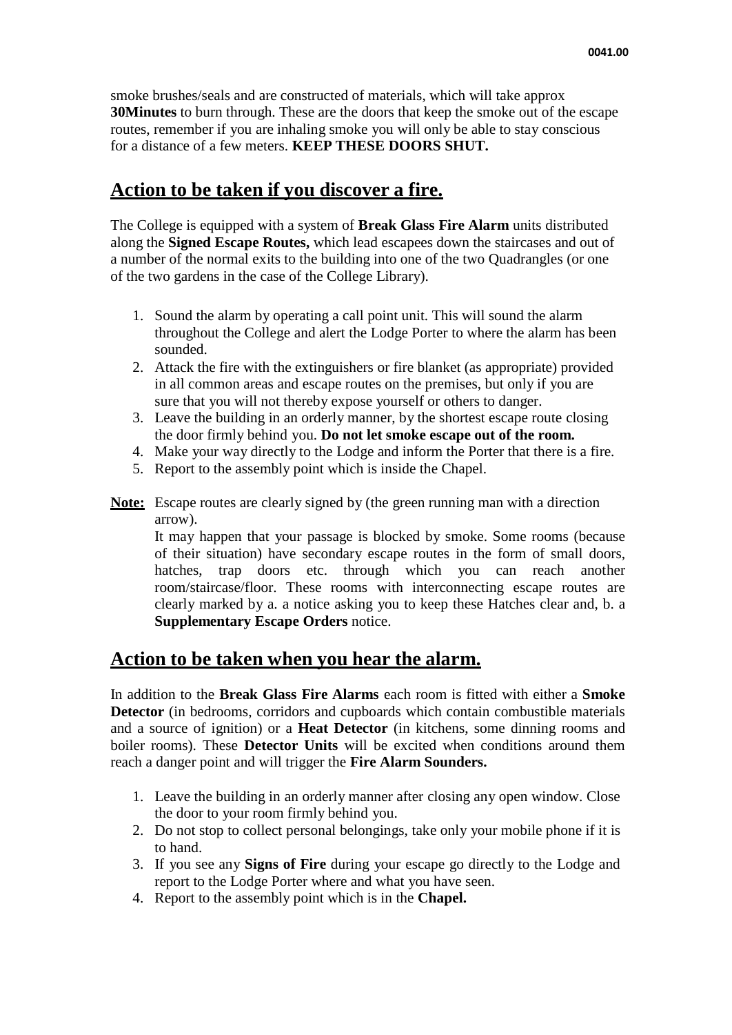smoke brushes/seals and are constructed of materials, which will take approx **30Minutes** to burn through. These are the doors that keep the smoke out of the escape routes, remember if you are inhaling smoke you will only be able to stay conscious for a distance of a few meters. **KEEP THESE DOORS SHUT.**

## Action to be taken if you discover a fire.

The College is equipped with a system of **Break Glass Fire Alarm** units distributed along the **Signed Escape Routes,** which lead escapees down the staircases and out of a number of the normal exits to the building into one of the two Quadrangles (or one of the two gardens in the case of the College Library).

1. Sound the alarm by operating a call point unit. This will sound the alarm throughout the College and alert the Lodge Porter to where the alarm has been sounded.
2. Attack the fire with the extinguishers or fire blanket (as appropriate) provided in all common areas and escape routes on the premises, but only if you are sure that you will not thereby expose yourself or others to danger.
3. Leave the building in an orderly manner, by the shortest escape route closing the door firmly behind you. **Do not let smoke escape out of the room.**
4. Make your way directly to the Lodge and inform the Porter that there is a fire.
5. Report to the assembly point which is inside the Chapel.

**Note:** Escape routes are clearly signed by (the green running man with a direction arrow).

It may happen that your passage is blocked by smoke. Some rooms (because of their situation) have secondary escape routes in the form of small doors, hatches, trap doors etc. through which you can reach another room/staircase/floor. These rooms with interconnecting escape routes are clearly marked by a. a notice asking you to keep these Hatches clear and, b. a **Supplementary Escape Orders** notice.

## Action to be taken when you hear the alarm.

In addition to the **Break Glass Fire Alarms** each room is fitted with either a **Smoke Detector** (in bedrooms, corridors and cupboards which contain combustible materials and a source of ignition) or a **Heat Detector** (in kitchens, some dinning rooms and boiler rooms). These **Detector Units** will be excited when conditions around them reach a danger point and will trigger the **Fire Alarm Sounders.**

1. Leave the building in an orderly manner after closing any open window. Close the door to your room firmly behind you.
2. Do not stop to collect personal belongings, take only your mobile phone if it is to hand.
3. If you see any **Signs of Fire** during your escape go directly to the Lodge and report to the Lodge Porter where and what you have seen.
4. Report to the assembly point which is in the **Chapel.**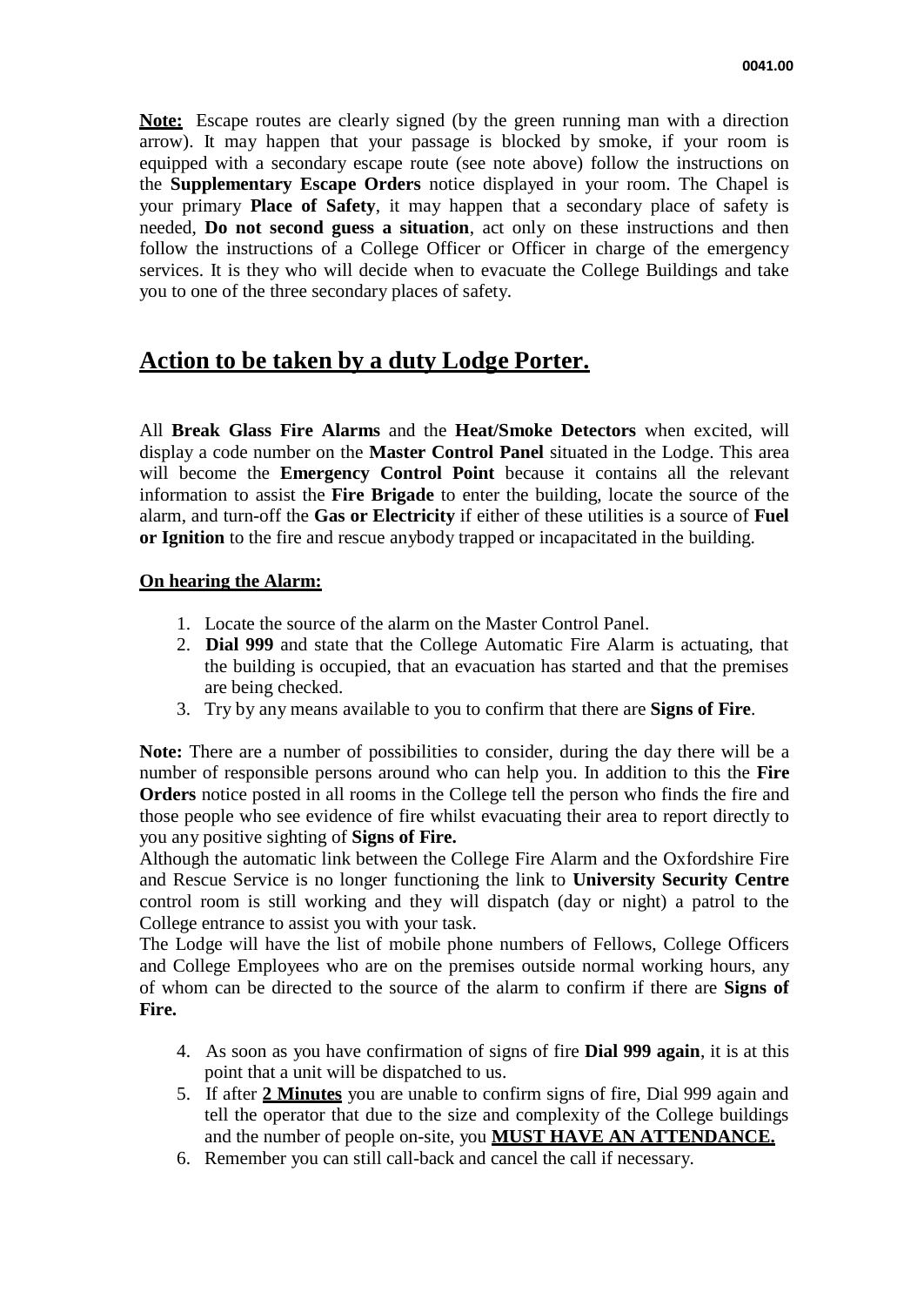**Note:** Escape routes are clearly signed (by the green running man with a direction arrow). It may happen that your passage is blocked by smoke, if your room is equipped with a secondary escape route (see note above) follow the instructions on the **Supplementary Escape Orders** notice displayed in your room. The Chapel is your primary **Place of Safety**, it may happen that a secondary place of safety is needed, **Do not second guess a situation**, act only on these instructions and then follow the instructions of a College Officer or Officer in charge of the emergency services. It is they who will decide when to evacuate the College Buildings and take you to one of the three secondary places of safety.

## Action to be taken by a duty Lodge Porter.

All **Break Glass Fire Alarms** and the **Heat/Smoke Detectors** when excited, will display a code number on the **Master Control Panel** situated in the Lodge. This area will become the **Emergency Control Point** because it contains all the relevant information to assist the **Fire Brigade** to enter the building, locate the source of the alarm, and turn-off the **Gas or Electricity** if either of these utilities is a source of **Fuel or Ignition** to the fire and rescue anybody trapped or incapacitated in the building.

**On hearing the Alarm:**

1. Locate the source of the alarm on the Master Control Panel.
2. **Dial 999** and state that the College Automatic Fire Alarm is actuating, that the building is occupied, that an evacuation has started and that the premises are being checked.
3. Try by any means available to you to confirm that there are **Signs of Fire**.

**Note:** There are a number of possibilities to consider, during the day there will be a number of responsible persons around who can help you. In addition to this the **Fire Orders** notice posted in all rooms in the College tell the person who finds the fire and those people who see evidence of fire whilst evacuating their area to report directly to you any positive sighting of **Signs of Fire.**

Although the automatic link between the College Fire Alarm and the Oxfordshire Fire and Rescue Service is no longer functioning the link to **University Security Centre** control room is still working and they will dispatch (day or night) a patrol to the College entrance to assist you with your task.

The Lodge will have the list of mobile phone numbers of Fellows, College Officers and College Employees who are on the premises outside normal working hours, any of whom can be directed to the source of the alarm to confirm if there are **Signs of Fire.**

4. As soon as you have confirmation of signs of fire **Dial 999 again**, it is at this point that a unit will be dispatched to us.
5. If after **2 Minutes** you are unable to confirm signs of fire, Dial 999 again and tell the operator that due to the size and complexity of the College buildings and the number of people on-site, you **MUST HAVE AN ATTENDANCE.**
6. Remember you can still call-back and cancel the call if necessary.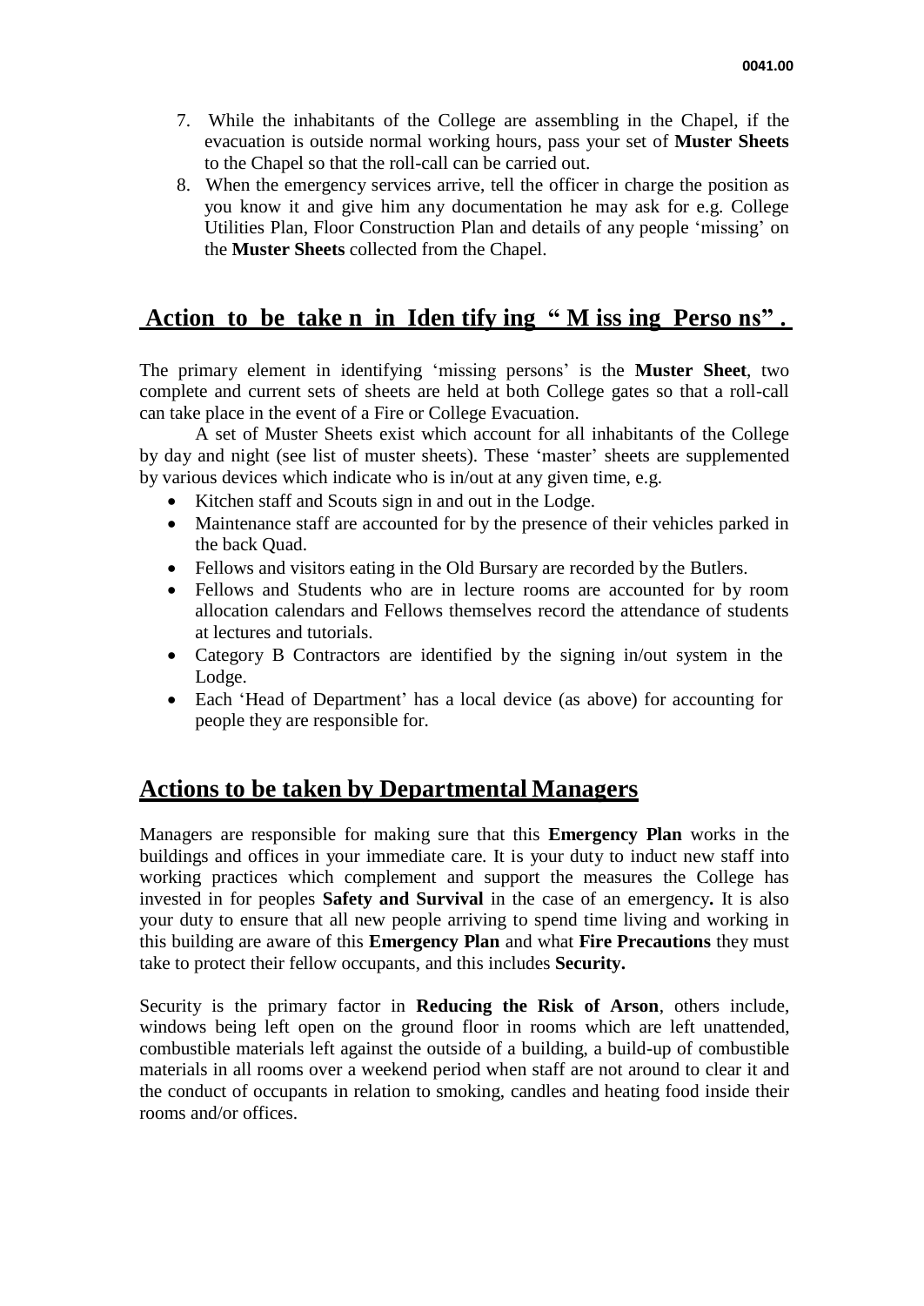7. While the inhabitants of the College are assembling in the Chapel, if the evacuation is outside normal working hours, pass your set of **Muster Sheets** to the Chapel so that the roll-call can be carried out.
8. When the emergency services arrive, tell the officer in charge the position as you know it and give him any documentation he may ask for e.g. College Utilities Plan, Floor Construction Plan and details of any people 'missing' on the **Muster Sheets** collected from the Chapel.

## Action to be taken in Identifying "Missing Persons".

The primary element in identifying 'missing persons' is the **Muster Sheet**, two complete and current sets of sheets are held at both College gates so that a roll-call can take place in the event of a Fire or College Evacuation.

A set of Muster Sheets exist which account for all inhabitants of the College by day and night (see list of muster sheets). These 'master' sheets are supplemented by various devices which indicate who is in/out at any given time, e.g.

- Kitchen staff and Scouts sign in and out in the Lodge.
- Maintenance staff are accounted for by the presence of their vehicles parked in the back Quad.
- Fellows and visitors eating in the Old Bursary are recorded by the Butlers.
- Fellows and Students who are in lecture rooms are accounted for by room allocation calendars and Fellows themselves record the attendance of students at lectures and tutorials.
- Category B Contractors are identified by the signing in/out system in the Lodge.
- Each 'Head of Department' has a local device (as above) for accounting for people they are responsible for.

## Actions to be taken by Departmental Managers

Managers are responsible for making sure that this **Emergency Plan** works in the buildings and offices in your immediate care. It is your duty to induct new staff into working practices which complement and support the measures the College has invested in for peoples **Safety and Survival** in the case of an emergency**.** It is also your duty to ensure that all new people arriving to spend time living and working in this building are aware of this **Emergency Plan** and what **Fire Precautions** they must take to protect their fellow occupants, and this includes **Security.**

Security is the primary factor in **Reducing the Risk of Arson**, others include, windows being left open on the ground floor in rooms which are left unattended, combustible materials left against the outside of a building, a build-up of combustible materials in all rooms over a weekend period when staff are not around to clear it and the conduct of occupants in relation to smoking, candles and heating food inside their rooms and/or offices.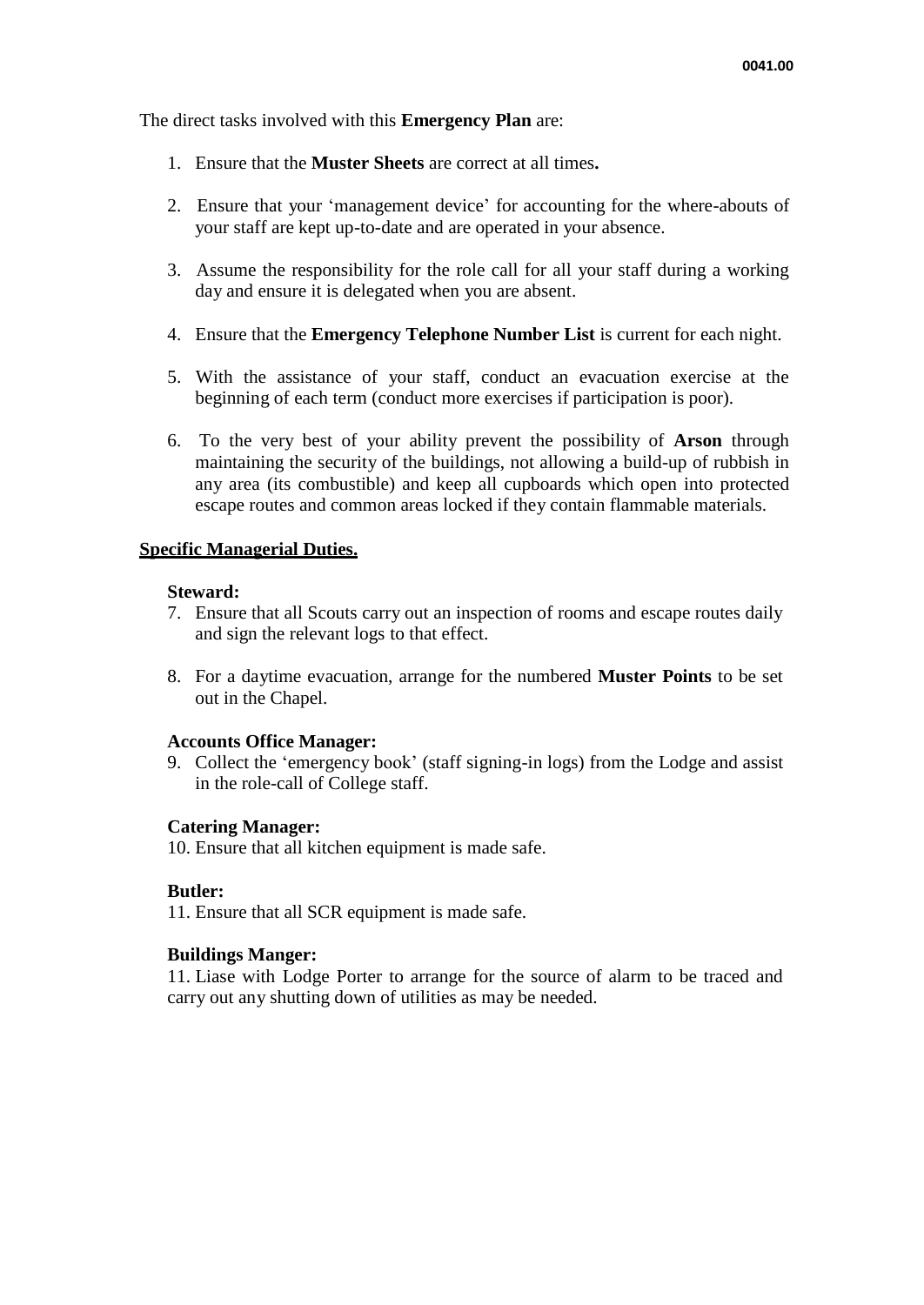The direct tasks involved with this **Emergency Plan** are:

1. Ensure that the **Muster Sheets** are correct at all times**.**

2. Ensure that your 'management device' for accounting for the where-abouts of your staff are kept up-to-date and are operated in your absence.

3. Assume the responsibility for the role call for all your staff during a working day and ensure it is delegated when you are absent.

4. Ensure that the **Emergency Telephone Number List** is current for each night.

5. With the assistance of your staff, conduct an evacuation exercise at the beginning of each term (conduct more exercises if participation is poor).

6. To the very best of your ability prevent the possibility of **Arson** through maintaining the security of the buildings, not allowing a build-up of rubbish in any area (its combustible) and keep all cupboards which open into protected escape routes and common areas locked if they contain flammable materials.

**<u>Specific Managerial Duties.</u>**

**Steward:**

7. Ensure that all Scouts carry out an inspection of rooms and escape routes daily and sign the relevant logs to that effect.

8. For a daytime evacuation, arrange for the numbered **Muster Points** to be set out in the Chapel.

**Accounts Office Manager:**

9. Collect the 'emergency book' (staff signing-in logs) from the Lodge and assist in the role-call of College staff.

**Catering Manager:**

10. Ensure that all kitchen equipment is made safe.

**Butler:**

11. Ensure that all SCR equipment is made safe.

**Buildings Manger:**

11. Liase with Lodge Porter to arrange for the source of alarm to be traced and carry out any shutting down of utilities as may be needed.